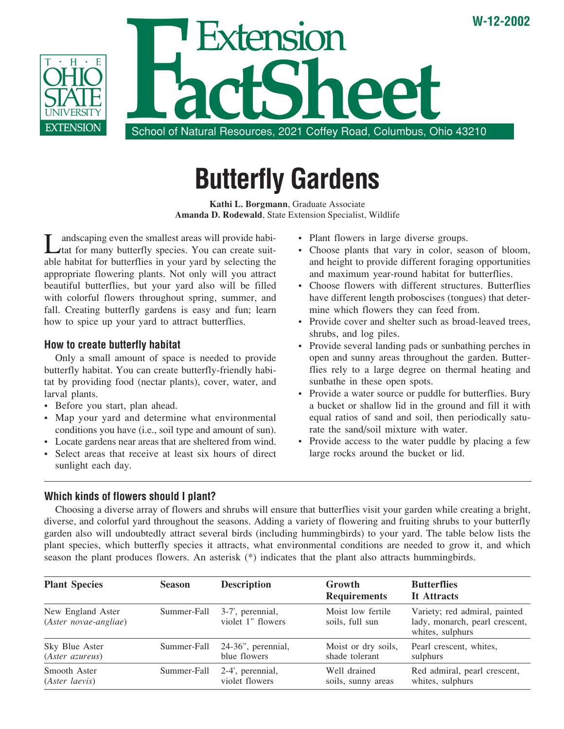W-12-2002

# Extension FactSheet

School of Natural Resources, 2021 Coffey Road, Columbus, Ohio 43210

# Butterfly Gardens

**Kathi L. Borgmann**, Graduate Associate
**Amanda D. Rodewald**, State Extension Specialist, Wildlife

Landscaping even the smallest areas will provide habitat for many butterfly species. You can create suitable habitat for butterflies in your yard by selecting the appropriate flowering plants. Not only will you attract beautiful butterflies, but your yard also will be filled with colorful flowers throughout spring, summer, and fall. Creating butterfly gardens is easy and fun; learn how to spice up your yard to attract butterflies.

## How to create butterfly habitat

Only a small amount of space is needed to provide butterfly habitat. You can create butterfly-friendly habitat by providing food (nectar plants), cover, water, and larval plants.

- Before you start, plan ahead.
- Map your yard and determine what environmental conditions you have (i.e., soil type and amount of sun).
- Locate gardens near areas that are sheltered from wind.
- Select areas that receive at least six hours of direct sunlight each day.
- Plant flowers in large diverse groups.
- Choose plants that vary in color, season of bloom, and height to provide different foraging opportunities and maximum year-round habitat for butterflies.
- Choose flowers with different structures. Butterflies have different length proboscises (tongues) that determine which flowers they can feed from.
- Provide cover and shelter such as broad-leaved trees, shrubs, and log piles.
- Provide several landing pads or sunbathing perches in open and sunny areas throughout the garden. Butterflies rely to a large degree on thermal heating and sunbathe in these open spots.
- Provide a water source or puddle for butterflies. Bury a bucket or shallow lid in the ground and fill it with equal ratios of sand and soil, then periodically saturate the sand/soil mixture with water.
- Provide access to the water puddle by placing a few large rocks around the bucket or lid.

## Which kinds of flowers should I plant?

Choosing a diverse array of flowers and shrubs will ensure that butterflies visit your garden while creating a bright, diverse, and colorful yard throughout the seasons. Adding a variety of flowering and fruiting shrubs to your butterfly garden also will undoubtedly attract several birds (including hummingbirds) to your yard. The table below lists the plant species, which butterfly species it attracts, what environmental conditions are needed to grow it, and which season the plant produces flowers. An asterisk (*) indicates that the plant also attracts hummingbirds.

| Plant Species | Season | Description | Growth Requirements | Butterflies It Attracts |
|---|---|---|---|---|
| New England Aster (*Aster novae-angliae*) | Summer-Fall | 3-7', perennial, violet 1" flowers | Moist low fertile soils, full sun | Variety; red admiral, painted lady, monarch, pearl crescent, whites, sulphurs |
| Sky Blue Aster (*Aster azureus*) | Summer-Fall | 24-36", perennial, blue flowers | Moist or dry soils, shade tolerant | Pearl crescent, whites, sulphurs |
| Smooth Aster (*Aster laevis*) | Summer-Fall | 2-4', perennial, violet flowers | Well drained soils, sunny areas | Red admiral, pearl crescent, whites, sulphurs |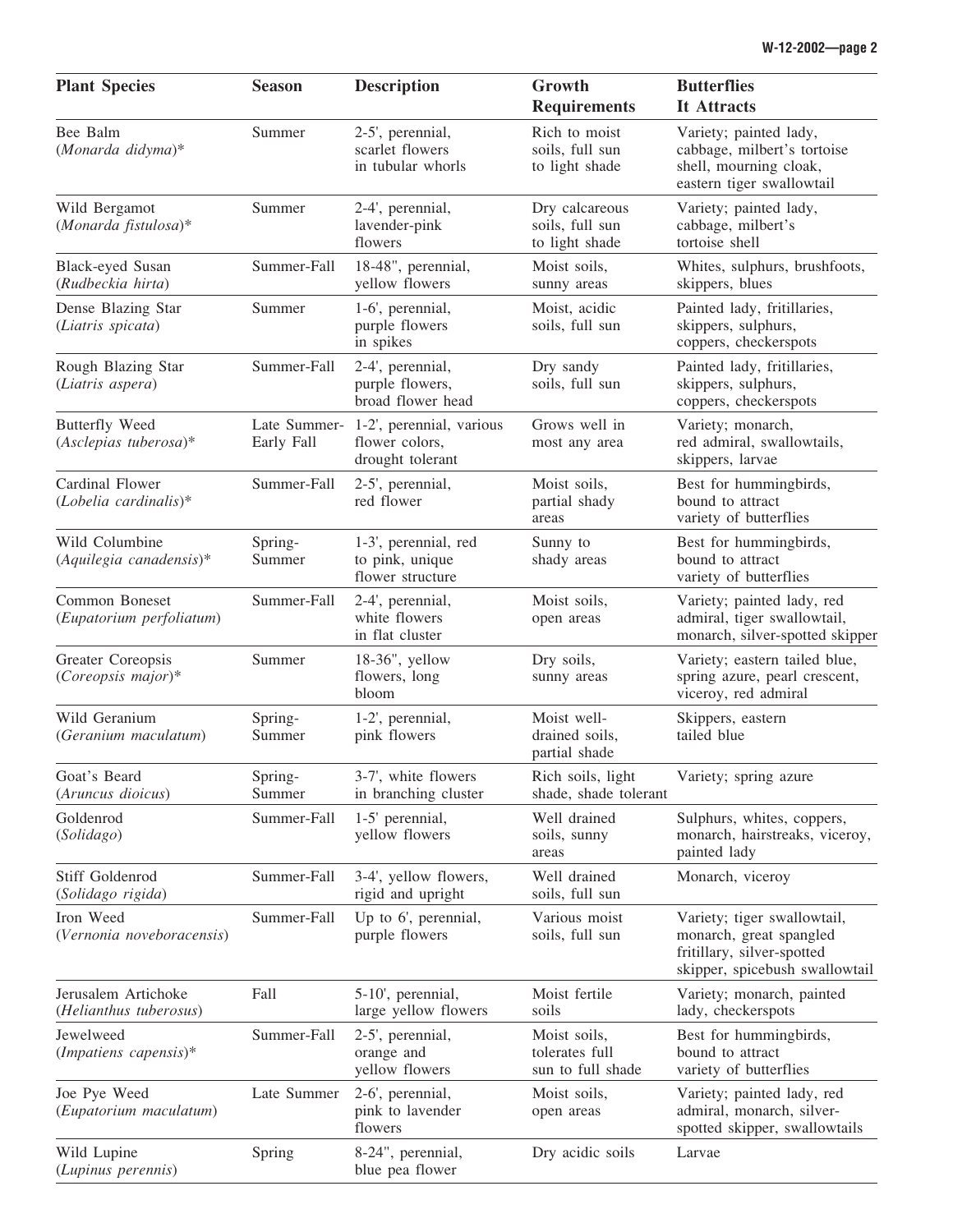| Plant Species | Season | Description | Growth Requirements | Butterflies It Attracts |
|---|---|---|---|---|
| Bee Balm (*Monarda didyma*)* | Summer | 2-5', perennial, scarlet flowers in tubular whorls | Rich to moist soils, full sun to light shade | Variety; painted lady, cabbage, milbert's tortoise shell, mourning cloak, eastern tiger swallowtail |
| Wild Bergamot (*Monarda fistulosa*)* | Summer | 2-4', perennial, lavender-pink flowers | Dry calcareous soils, full sun to light shade | Variety; painted lady, cabbage, milbert's tortoise shell |
| Black-eyed Susan (*Rudbeckia hirta*) | Summer-Fall | 18-48", perennial, yellow flowers | Moist soils, sunny areas | Whites, sulphurs, brushfoots, skippers, blues |
| Dense Blazing Star (*Liatris spicata*) | Summer | 1-6', perennial, purple flowers in spikes | Moist, acidic soils, full sun | Painted lady, fritillaries, skippers, sulphurs, coppers, checkerspots |
| Rough Blazing Star (*Liatris aspera*) | Summer-Fall | 2-4', perennial, purple flowers, broad flower head | Dry sandy soils, full sun | Painted lady, fritillaries, skippers, sulphurs, coppers, checkerspots |
| Butterfly Weed (*Asclepias tuberosa*)* | Late Summer-Early Fall | 1-2', perennial, various flower colors, drought tolerant | Grows well in most any area | Variety; monarch, red admiral, swallowtails, skippers, larvae |
| Cardinal Flower (*Lobelia cardinalis*)* | Summer-Fall | 2-5', perennial, red flower | Moist soils, partial shady areas | Best for hummingbirds, bound to attract variety of butterflies |
| Wild Columbine (*Aquilegia canadensis*)* | Spring-Summer | 1-3', perennial, red to pink, unique flower structure | Sunny to shady areas | Best for hummingbirds, bound to attract variety of butterflies |
| Common Boneset (*Eupatorium perfoliatum*) | Summer-Fall | 2-4', perennial, white flowers in flat cluster | Moist soils, open areas | Variety; painted lady, red admiral, tiger swallowtail, monarch, silver-spotted skipper |
| Greater Coreopsis (*Coreopsis major*)* | Summer | 18-36", yellow flowers, long bloom | Dry soils, sunny areas | Variety; eastern tailed blue, spring azure, pearl crescent, viceroy, red admiral |
| Wild Geranium (*Geranium maculatum*) | Spring-Summer | 1-2', perennial, pink flowers | Moist well-drained soils, partial shade | Skippers, eastern tailed blue |
| Goat's Beard (*Aruncus dioicus*) | Spring-Summer | 3-7', white flowers in branching cluster | Rich soils, light shade, shade tolerant | Variety; spring azure |
| Goldenrod (*Solidago*) | Summer-Fall | 1-5' perennial, yellow flowers | Well drained soils, sunny areas | Sulphurs, whites, coppers, monarch, hairstreaks, viceroy, painted lady |
| Stiff Goldenrod (*Solidago rigida*) | Summer-Fall | 3-4', yellow flowers, rigid and upright | Well drained soils, full sun | Monarch, viceroy |
| Iron Weed (*Vernonia noveboracensis*) | Summer-Fall | Up to 6', perennial, purple flowers | Various moist soils, full sun | Variety; tiger swallowtail, monarch, great spangled fritillary, silver-spotted skipper, spicebush swallowtail |
| Jerusalem Artichoke (*Helianthus tuberosus*) | Fall | 5-10', perennial, large yellow flowers | Moist fertile soils | Variety; monarch, painted lady, checkerspots |
| Jewelweed (*Impatiens capensis*)* | Summer-Fall | 2-5', perennial, orange and yellow flowers | Moist soils, tolerates full sun to full shade | Best for hummingbirds, bound to attract variety of butterflies |
| Joe Pye Weed (*Eupatorium maculatum*) | Late Summer | 2-6', perennial, pink to lavender flowers | Moist soils, open areas | Variety; painted lady, red admiral, monarch, silver-spotted skipper, swallowtails |
| Wild Lupine (*Lupinus perennis*) | Spring | 8-24", perennial, blue pea flower | Dry acidic soils | Larvae |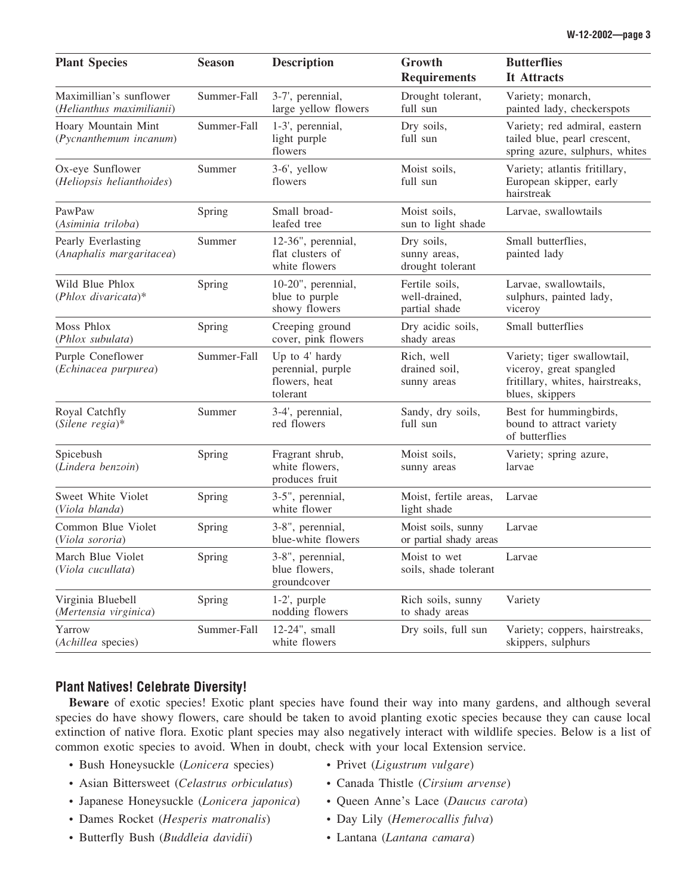| Plant Species | Season | Description | Growth Requirements | Butterflies It Attracts |
|---|---|---|---|---|
| Maximillian's sunflower (*Helianthus maximilianii*) | Summer-Fall | 3-7', perennial, large yellow flowers | Drought tolerant, full sun | Variety; monarch, painted lady, checkerspots |
| Hoary Mountain Mint (*Pycnanthemum incanum*) | Summer-Fall | 1-3', perennial, light purple flowers | Dry soils, full sun | Variety; red admiral, eastern tailed blue, pearl crescent, spring azure, sulphurs, whites |
| Ox-eye Sunflower (*Heliopsis helianthoides*) | Summer | 3-6', yellow flowers | Moist soils, full sun | Variety; atlantis fritillary, European skipper, early hairstreak |
| PawPaw (*Asiminia triloba*) | Spring | Small broad-leafed tree | Moist soils, sun to light shade | Larvae, swallowtails |
| Pearly Everlasting (*Anaphalis margaritacea*) | Summer | 12-36", perennial, flat clusters of white flowers | Dry soils, sunny areas, drought tolerant | Small butterflies, painted lady |
| Wild Blue Phlox (*Phlox divaricata*)* | Spring | 10-20", perennial, blue to purple showy flowers | Fertile soils, well-drained, partial shade | Larvae, swallowtails, sulphurs, painted lady, viceroy |
| Moss Phlox (*Phlox subulata*) | Spring | Creeping ground cover, pink flowers | Dry acidic soils, shady areas | Small butterflies |
| Purple Coneflower (*Echinacea purpurea*) | Summer-Fall | Up to 4' hardy perennial, purple flowers, heat tolerant | Rich, well drained soil, sunny areas | Variety; tiger swallowtail, viceroy, great spangled fritillary, whites, hairstreaks, blues, skippers |
| Royal Catchfly (*Silene regia*)* | Summer | 3-4', perennial, red flowers | Sandy, dry soils, full sun | Best for hummingbirds, bound to attract variety of butterflies |
| Spicebush (*Lindera benzoin*) | Spring | Fragrant shrub, white flowers, produces fruit | Moist soils, sunny areas | Variety; spring azure, larvae |
| Sweet White Violet (*Viola blanda*) | Spring | 3-5", perennial, white flower | Moist, fertile areas, light shade | Larvae |
| Common Blue Violet (*Viola sororia*) | Spring | 3-8", perennial, blue-white flowers | Moist soils, sunny or partial shady areas | Larvae |
| March Blue Violet (*Viola cucullata*) | Spring | 3-8", perennial, blue flowers, groundcover | Moist to wet soils, shade tolerant | Larvae |
| Virginia Bluebell (*Mertensia virginica*) | Spring | 1-2', purple nodding flowers | Rich soils, sunny to shady areas | Variety |
| Yarrow (*Achillea* species) | Summer-Fall | 12-24", small white flowers | Dry soils, full sun | Variety; coppers, hairstreaks, skippers, sulphurs |

## Plant Natives! Celebrate Diversity!

**Beware** of exotic species! Exotic plant species have found their way into many gardens, and although several species do have showy flowers, care should be taken to avoid planting exotic species because they can cause local extinction of native flora. Exotic plant species may also negatively interact with wildlife species. Below is a list of common exotic species to avoid. When in doubt, check with your local Extension service.

- Bush Honeysuckle (*Lonicera* species)
- Asian Bittersweet (*Celastrus orbiculatus*)
- Japanese Honeysuckle (*Lonicera japonica*)
- Dames Rocket (*Hesperis matronalis*)
- Butterfly Bush (*Buddleia davidii*)
- Privet (*Ligustrum vulgare*)
- Canada Thistle (*Cirsium arvense*)
- Queen Anne's Lace (*Daucus carota*)
- Day Lily (*Hemerocallis fulva*)
- Lantana (*Lantana camara*)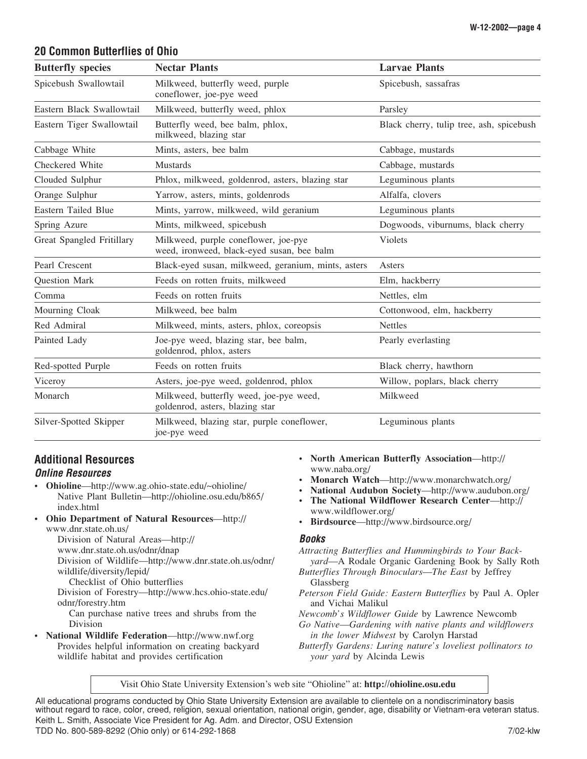## 20 Common Butterflies of Ohio

| Butterfly species | Nectar Plants | Larvae Plants |
|---|---|---|
| Spicebush Swallowtail | Milkweed, butterfly weed, purple coneflower, joe-pye weed | Spicebush, sassafras |
| Eastern Black Swallowtail | Milkweed, butterfly weed, phlox | Parsley |
| Eastern Tiger Swallowtail | Butterfly weed, bee balm, phlox, milkweed, blazing star | Black cherry, tulip tree, ash, spicebush |
| Cabbage White | Mints, asters, bee balm | Cabbage, mustards |
| Checkered White | Mustards | Cabbage, mustards |
| Clouded Sulphur | Phlox, milkweed, goldenrod, asters, blazing star | Leguminous plants |
| Orange Sulphur | Yarrow, asters, mints, goldenrods | Alfalfa, clovers |
| Eastern Tailed Blue | Mints, yarrow, milkweed, wild geranium | Leguminous plants |
| Spring Azure | Mints, milkweed, spicebush | Dogwoods, viburnums, black cherry |
| Great Spangled Fritillary | Milkweed, purple coneflower, joe-pye weed, ironweed, black-eyed susan, bee balm | Violets |
| Pearl Crescent | Black-eyed susan, milkweed, geranium, mints, asters | Asters |
| Question Mark | Feeds on rotten fruits, milkweed | Elm, hackberry |
| Comma | Feeds on rotten fruits | Nettles, elm |
| Mourning Cloak | Milkweed, bee balm | Cottonwood, elm, hackberry |
| Red Admiral | Milkweed, mints, asters, phlox, coreopsis | Nettles |
| Painted Lady | Joe-pye weed, blazing star, bee balm, goldenrod, phlox, asters | Pearly everlasting |
| Red-spotted Purple | Feeds on rotten fruits | Black cherry, hawthorn |
| Viceroy | Asters, joe-pye weed, goldenrod, phlox | Willow, poplars, black cherry |
| Monarch | Milkweed, butterfly weed, joe-pye weed, goldenrod, asters, blazing star | Milkweed |
| Silver-Spotted Skipper | Milkweed, blazing star, purple coneflower, joe-pye weed | Leguminous plants |

## Additional Resources

### *Online Resources*

- **Ohioline**—http://www.ag.ohio-state.edu/~ohioline/
  Native Plant Bulletin—http://ohioline.osu.edu/b865/index.html
- **Ohio Department of Natural Resources**—http://www.dnr.state.oh.us/
  Division of Natural Areas—http://www.dnr.state.oh.us/odnr/dnap
  Division of Wildlife—http://www.dnr.state.oh.us/odnr/wildlife/diversity/lepid/
  Checklist of Ohio butterflies
  Division of Forestry—http://www.hcs.ohio-state.edu/odnr/forestry.htm
  Can purchase native trees and shrubs from the Division
- **National Wildlife Federation**—http://www.nwf.org
  Provides helpful information on creating backyard wildlife habitat and provides certification
- **North American Butterfly Association**—http://www.naba.org/
- **Monarch Watch**—http://www.monarchwatch.org/
- **National Audubon Society**—http://www.audubon.org/
- **The National Wildflower Research Center**—http://www.wildflower.org/
- **Birdsource**—http://www.birdsource.org/

### *Books*

*Attracting Butterflies and Hummingbirds to Your Backyard*—A Rodale Organic Gardening Book by Sally Roth

*Butterflies Through Binoculars—The East* by Jeffrey Glassberg

*Peterson Field Guide: Eastern Butterflies* by Paul A. Opler and Vichai Malikul

*Newcomb's Wildflower Guide* by Lawrence Newcomb

*Go Native—Gardening with native plants and wildflowers in the lower Midwest* by Carolyn Harstad

*Butterfly Gardens: Luring nature's loveliest pollinators to your yard* by Alcinda Lewis

Visit Ohio State University Extension's web site "Ohioline" at: **http://ohioline.osu.edu**

All educational programs conducted by Ohio State University Extension are available to clientele on a nondiscriminatory basis without regard to race, color, creed, religion, sexual orientation, national origin, gender, age, disability or Vietnam-era veteran status.

Keith L. Smith, Associate Vice President for Ag. Adm. and Director, OSU Extension

TDD No. 800-589-8292 (Ohio only) or 614-292-1868

7/02-klw